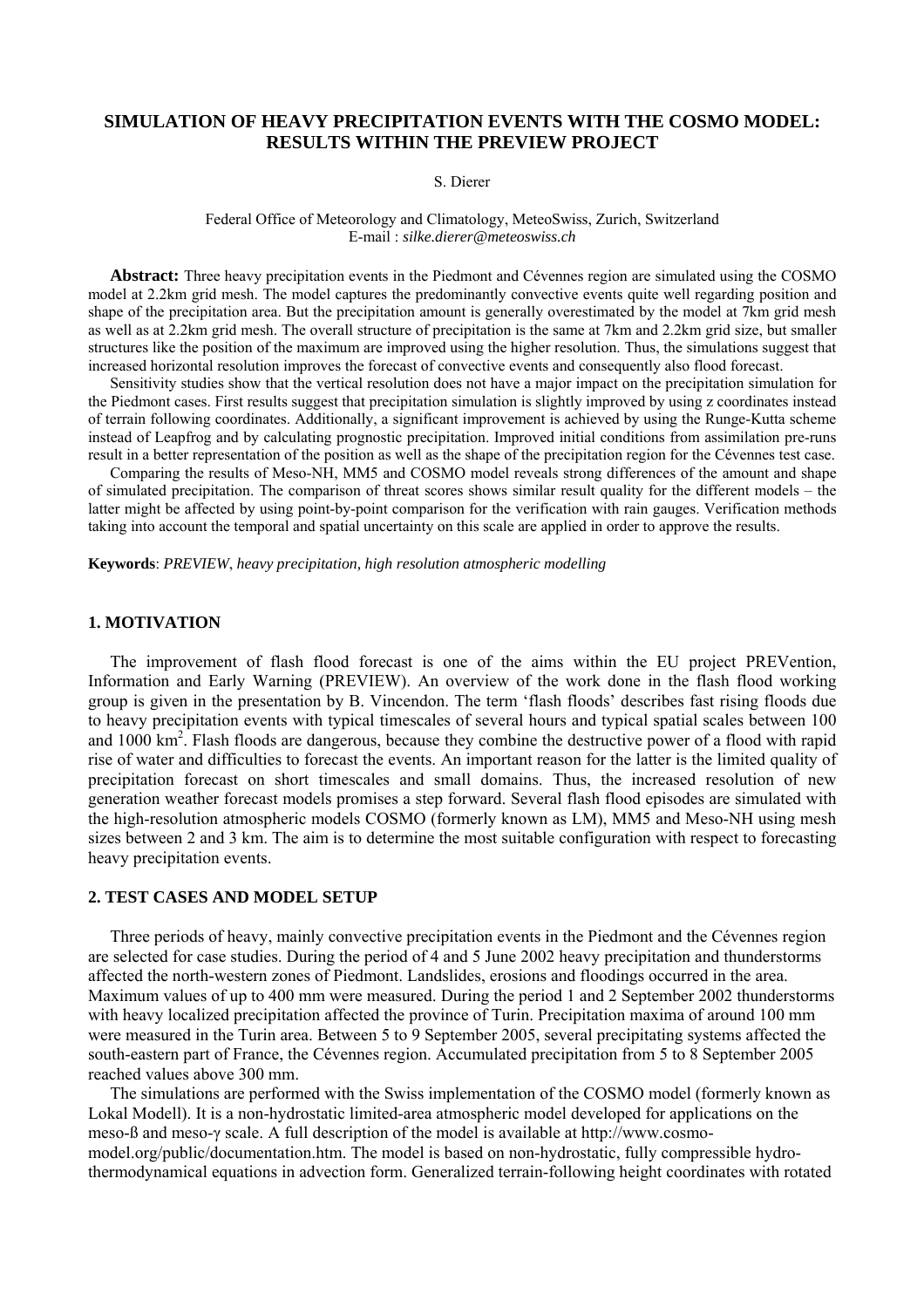# SIMULATION OF HEAVY PRECIPITATION EVENTS WITH THE COSMO MODEL: RESULTS WITHIN THE PREVIEW PROJECT

S. Dierer

Federal Office of Meteorology and Climatology, MeteoSwiss, Zurich, Switzerland
E-mail : *silke.dierer@meteoswiss.ch*

**Abstract:** Three heavy precipitation events in the Piedmont and Cévennes region are simulated using the COSMO model at 2.2km grid mesh. The model captures the predominantly convective events quite well regarding position and shape of the precipitation area. But the precipitation amount is generally overestimated by the model at 7km grid mesh as well as at 2.2km grid mesh. The overall structure of precipitation is the same at 7km and 2.2km grid size, but smaller structures like the position of the maximum are improved using the higher resolution. Thus, the simulations suggest that increased horizontal resolution improves the forecast of convective events and consequently also flood forecast.

Sensitivity studies show that the vertical resolution does not have a major impact on the precipitation simulation for the Piedmont cases. First results suggest that precipitation simulation is slightly improved by using z coordinates instead of terrain following coordinates. Additionally, a significant improvement is achieved by using the Runge-Kutta scheme instead of Leapfrog and by calculating prognostic precipitation. Improved initial conditions from assimilation pre-runs result in a better representation of the position as well as the shape of the precipitation region for the Cévennes test case.

Comparing the results of Meso-NH, MM5 and COSMO model reveals strong differences of the amount and shape of simulated precipitation. The comparison of threat scores shows similar result quality for the different models – the latter might be affected by using point-by-point comparison for the verification with rain gauges. Verification methods taking into account the temporal and spatial uncertainty on this scale are applied in order to approve the results.

**Keywords**: *PREVIEW, heavy precipitation, high resolution atmospheric modelling*

## 1. MOTIVATION

The improvement of flash flood forecast is one of the aims within the EU project PREVention, Information and Early Warning (PREVIEW). An overview of the work done in the flash flood working group is given in the presentation by B. Vincendon. The term 'flash floods' describes fast rising floods due to heavy precipitation events with typical timescales of several hours and typical spatial scales between 100 and 1000 km$^2$. Flash floods are dangerous, because they combine the destructive power of a flood with rapid rise of water and difficulties to forecast the events. An important reason for the latter is the limited quality of precipitation forecast on short timescales and small domains. Thus, the increased resolution of new generation weather forecast models promises a step forward. Several flash flood episodes are simulated with the high-resolution atmospheric models COSMO (formerly known as LM), MM5 and Meso-NH using mesh sizes between 2 and 3 km. The aim is to determine the most suitable configuration with respect to forecasting heavy precipitation events.

## 2. TEST CASES AND MODEL SETUP

Three periods of heavy, mainly convective precipitation events in the Piedmont and the Cévennes region are selected for case studies. During the period of 4 and 5 June 2002 heavy precipitation and thunderstorms affected the north-western zones of Piedmont. Landslides, erosions and floodings occurred in the area. Maximum values of up to 400 mm were measured. During the period 1 and 2 September 2002 thunderstorms with heavy localized precipitation affected the province of Turin. Precipitation maxima of around 100 mm were measured in the Turin area. Between 5 to 9 September 2005, several precipitating systems affected the south-eastern part of France, the Cévennes region. Accumulated precipitation from 5 to 8 September 2005 reached values above 300 mm.

The simulations are performed with the Swiss implementation of the COSMO model (formerly known as Lokal Modell). It is a non-hydrostatic limited-area atmospheric model developed for applications on the meso-ß and meso-γ scale. A full description of the model is available at http://www.cosmo-model.org/public/documentation.htm. The model is based on non-hydrostatic, fully compressible hydro-thermodynamical equations in advection form. Generalized terrain-following height coordinates with rotated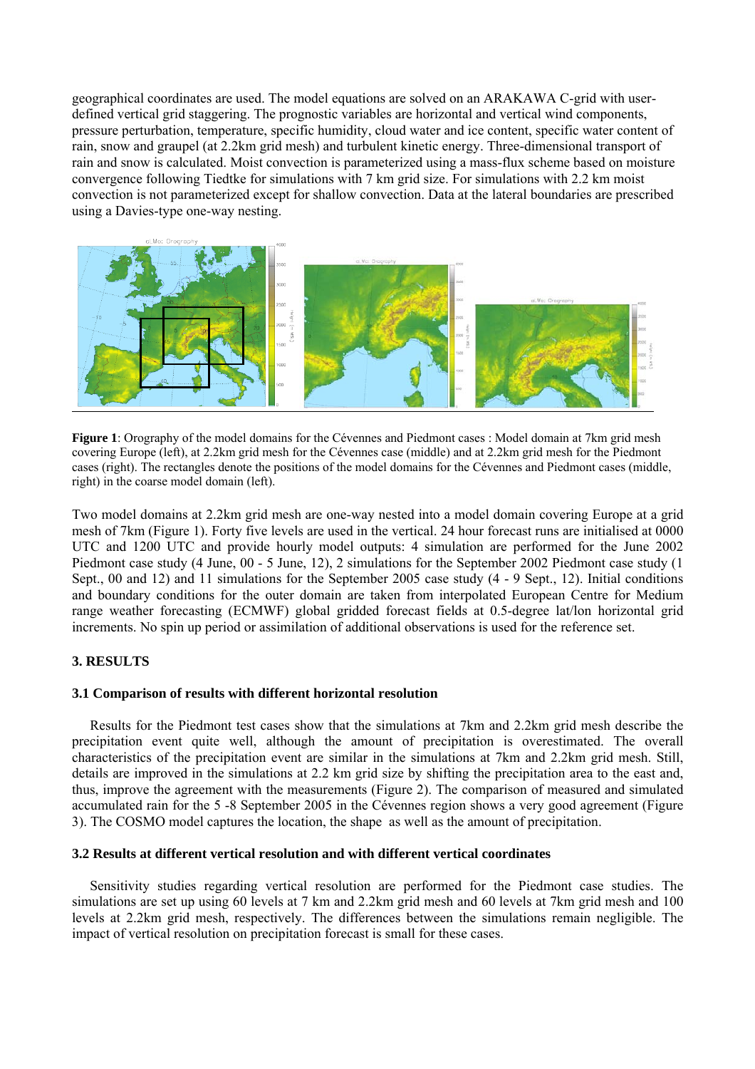geographical coordinates are used. The model equations are solved on an ARAKAWA C-grid with user-defined vertical grid staggering. The prognostic variables are horizontal and vertical wind components, pressure perturbation, temperature, specific humidity, cloud water and ice content, specific water content of rain, snow and graupel (at 2.2km grid mesh) and turbulent kinetic energy. Three-dimensional transport of rain and snow is calculated. Moist convection is parameterized using a mass-flux scheme based on moisture convergence following Tiedtke for simulations with 7 km grid size. For simulations with 2.2 km moist convection is not parameterized except for shallow convection. Data at the lateral boundaries are prescribed using a Davies-type one-way nesting.

**Figure 1**: Orography of the model domains for the Cévennes and Piedmont cases : Model domain at 7km grid mesh covering Europe (left), at 2.2km grid mesh for the Cévennes case (middle) and at 2.2km grid mesh for the Piedmont cases (right). The rectangles denote the positions of the model domains for the Cévennes and Piedmont cases (middle, right) in the coarse model domain (left).

Two model domains at 2.2km grid mesh are one-way nested into a model domain covering Europe at a grid mesh of 7km (Figure 1). Forty five levels are used in the vertical. 24 hour forecast runs are initialised at 0000 UTC and 1200 UTC and provide hourly model outputs: 4 simulation are performed for the June 2002 Piedmont case study (4 June, 00 - 5 June, 12), 2 simulations for the September 2002 Piedmont case study (1 Sept., 00 and 12) and 11 simulations for the September 2005 case study (4 - 9 Sept., 12). Initial conditions and boundary conditions for the outer domain are taken from interpolated European Centre for Medium range weather forecasting (ECMWF) global gridded forecast fields at 0.5-degree lat/lon horizontal grid increments. No spin up period or assimilation of additional observations is used for the reference set.

## 3. RESULTS

### 3.1 Comparison of results with different horizontal resolution

Results for the Piedmont test cases show that the simulations at 7km and 2.2km grid mesh describe the precipitation event quite well, although the amount of precipitation is overestimated. The overall characteristics of the precipitation event are similar in the simulations at 7km and 2.2km grid mesh. Still, details are improved in the simulations at 2.2 km grid size by shifting the precipitation area to the east and, thus, improve the agreement with the measurements (Figure 2). The comparison of measured and simulated accumulated rain for the 5 -8 September 2005 in the Cévennes region shows a very good agreement (Figure 3). The COSMO model captures the location, the shape as well as the amount of precipitation.

### 3.2 Results at different vertical resolution and with different vertical coordinates

Sensitivity studies regarding vertical resolution are performed for the Piedmont case studies. The simulations are set up using 60 levels at 7 km and 2.2km grid mesh and 60 levels at 7km grid mesh and 100 levels at 2.2km grid mesh, respectively. The differences between the simulations remain negligible. The impact of vertical resolution on precipitation forecast is small for these cases.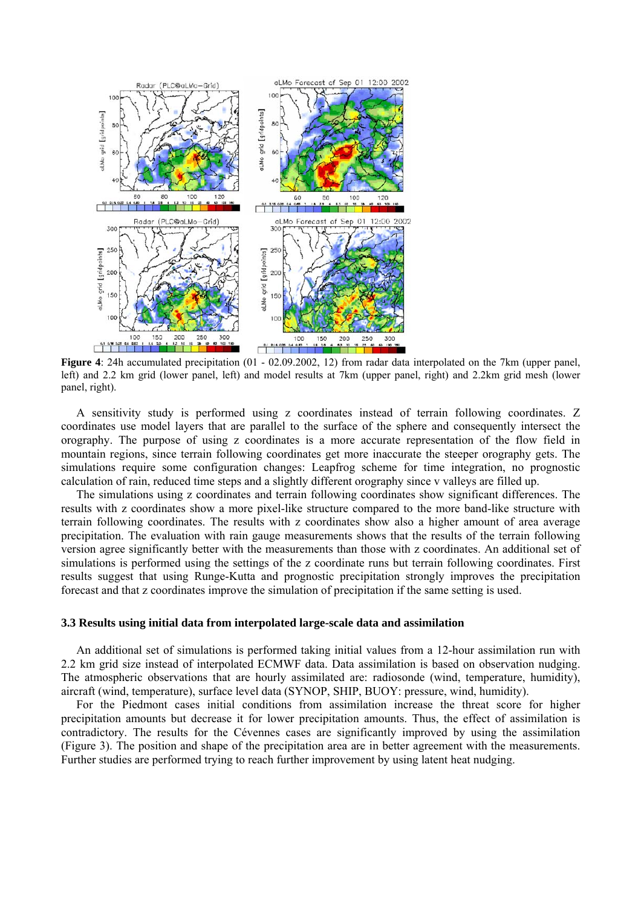**Figure 4**: 24h accumulated precipitation (01 - 02.09.2002, 12) from radar data interpolated on the 7km (upper panel, left) and 2.2 km grid (lower panel, left) and model results at 7km (upper panel, right) and 2.2km grid mesh (lower panel, right).

A sensitivity study is performed using z coordinates instead of terrain following coordinates. Z coordinates use model layers that are parallel to the surface of the sphere and consequently intersect the orography. The purpose of using z coordinates is a more accurate representation of the flow field in mountain regions, since terrain following coordinates get more inaccurate the steeper orography gets. The simulations require some configuration changes: Leapfrog scheme for time integration, no prognostic calculation of rain, reduced time steps and a slightly different orography since v valleys are filled up.

The simulations using z coordinates and terrain following coordinates show significant differences. The results with z coordinates show a more pixel-like structure compared to the more band-like structure with terrain following coordinates. The results with z coordinates show also a higher amount of area average precipitation. The evaluation with rain gauge measurements shows that the results of the terrain following version agree significantly better with the measurements than those with z coordinates. An additional set of simulations is performed using the settings of the z coordinate runs but terrain following coordinates. First results suggest that using Runge-Kutta and prognostic precipitation strongly improves the precipitation forecast and that z coordinates improve the simulation of precipitation if the same setting is used.

### 3.3 Results using initial data from interpolated large-scale data and assimilation

An additional set of simulations is performed taking initial values from a 12-hour assimilation run with 2.2 km grid size instead of interpolated ECMWF data. Data assimilation is based on observation nudging. The atmospheric observations that are hourly assimilated are: radiosonde (wind, temperature, humidity), aircraft (wind, temperature), surface level data (SYNOP, SHIP, BUOY: pressure, wind, humidity).

For the Piedmont cases initial conditions from assimilation increase the threat score for higher precipitation amounts but decrease it for lower precipitation amounts. Thus, the effect of assimilation is contradictory. The results for the Cévennes cases are significantly improved by using the assimilation (Figure 3). The position and shape of the precipitation area are in better agreement with the measurements. Further studies are performed trying to reach further improvement by using latent heat nudging.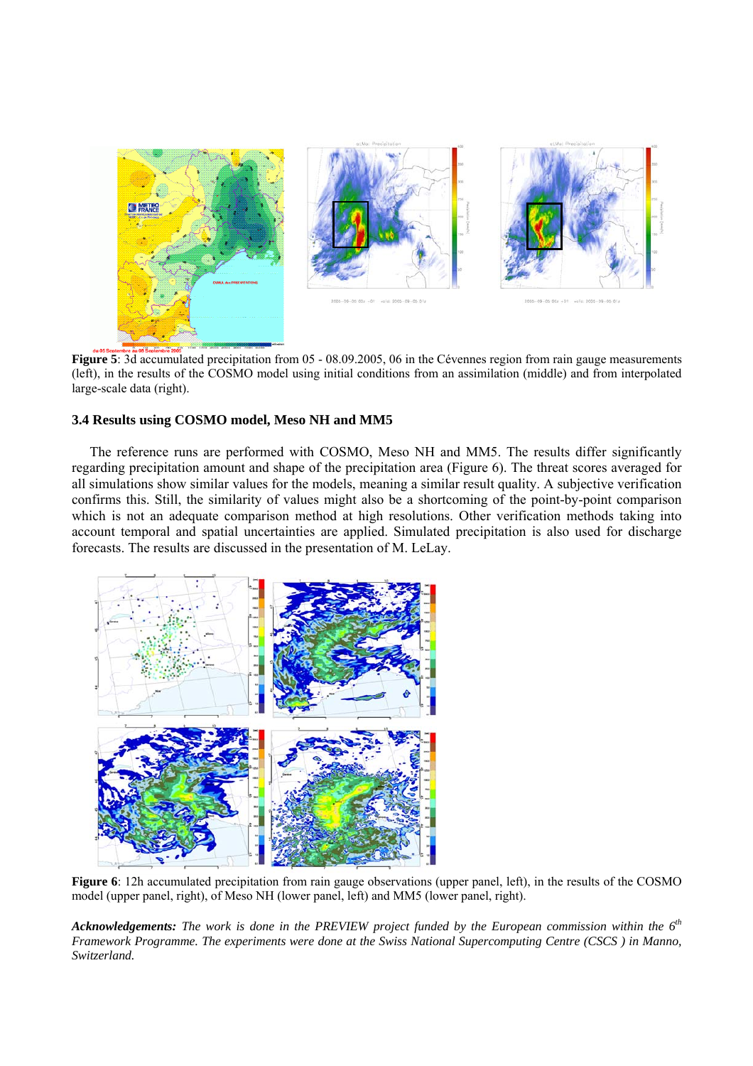**Figure 5**: 3d accumulated precipitation from 05 - 08.09.2005, 06 in the Cévennes region from rain gauge measurements (left), in the results of the COSMO model using initial conditions from an assimilation (middle) and from interpolated large-scale data (right).

### 3.4 Results using COSMO model, Meso NH and MM5

The reference runs are performed with COSMO, Meso NH and MM5. The results differ significantly regarding precipitation amount and shape of the precipitation area (Figure 6). The threat scores averaged for all simulations show similar values for the models, meaning a similar result quality. A subjective verification confirms this. Still, the similarity of values might also be a shortcoming of the point-by-point comparison which is not an adequate comparison method at high resolutions. Other verification methods taking into account temporal and spatial uncertainties are applied. Simulated precipitation is also used for discharge forecasts. The results are discussed in the presentation of M. LeLay.

**Figure 6**: 12h accumulated precipitation from rain gauge observations (upper panel, left), in the results of the COSMO model (upper panel, right), of Meso NH (lower panel, left) and MM5 (lower panel, right).

***Acknowledgements:*** *The work is done in the PREVIEW project funded by the European commission within the 6[th] Framework Programme. The experiments were done at the Swiss National Supercomputing Centre (CSCS ) in Manno, Switzerland.*